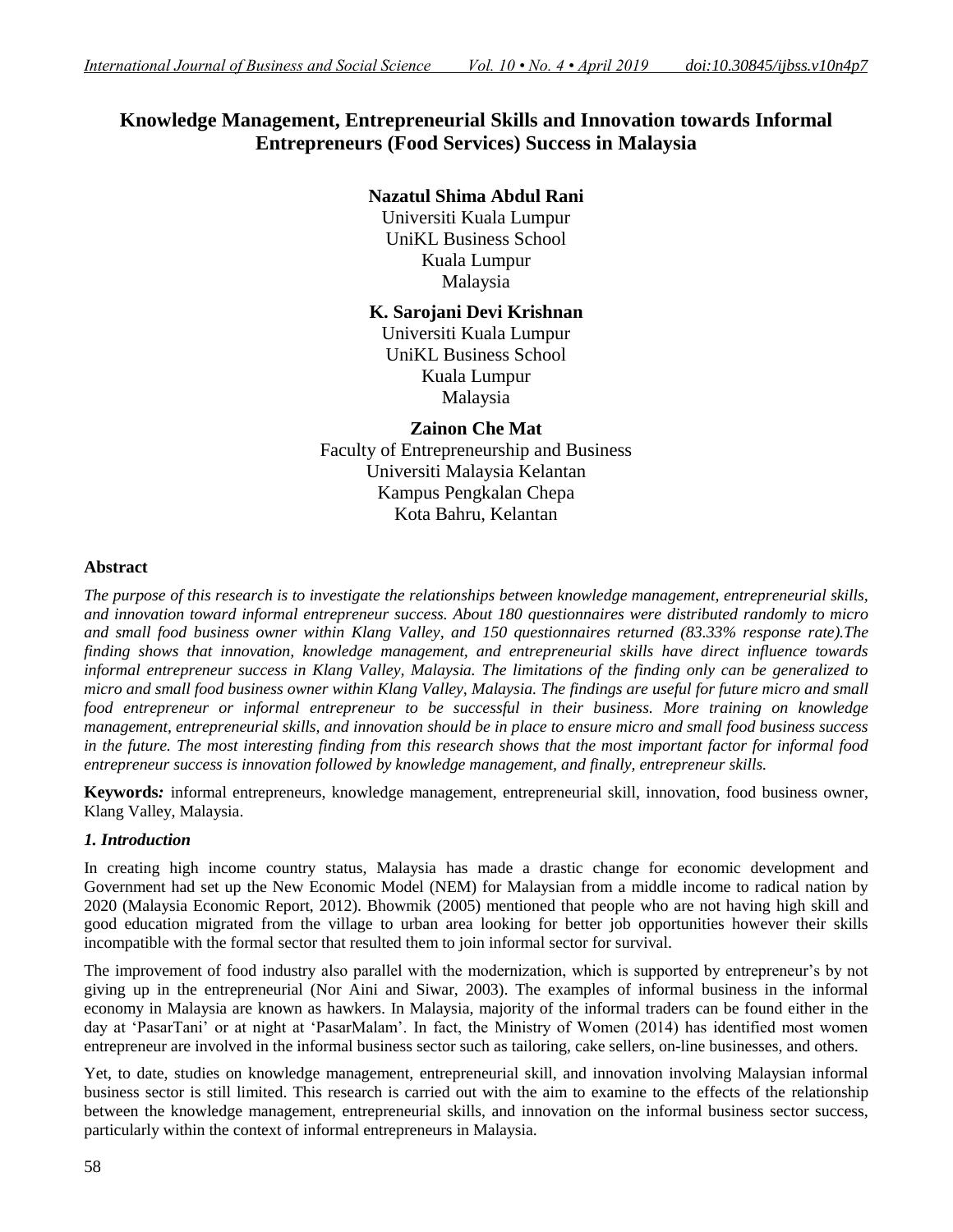# Knowledge Management, Entrepreneurial Skills and Innovation towards Informal Entrepreneurs (Food Services) Success in Malaysia

**Nazatul Shima Abdul Rani**
Universiti Kuala Lumpur
UniKL Business School
Kuala Lumpur
Malaysia

**K. Sarojani Devi Krishnan**
Universiti Kuala Lumpur
UniKL Business School
Kuala Lumpur
Malaysia

**Zainon Che Mat**
Faculty of Entrepreneurship and Business
Universiti Malaysia Kelantan
Kampus Pengkalan Chepa
Kota Bahru, Kelantan

## Abstract

*The purpose of this research is to investigate the relationships between knowledge management, entrepreneurial skills, and innovation toward informal entrepreneur success. About 180 questionnaires were distributed randomly to micro and small food business owner within Klang Valley, and 150 questionnaires returned (83.33% response rate).The finding shows that innovation, knowledge management, and entrepreneurial skills have direct influence towards informal entrepreneur success in Klang Valley, Malaysia. The limitations of the finding only can be generalized to micro and small food business owner within Klang Valley, Malaysia. The findings are useful for future micro and small food entrepreneur or informal entrepreneur to be successful in their business. More training on knowledge management, entrepreneurial skills, and innovation should be in place to ensure micro and small food business success in the future. The most interesting finding from this research shows that the most important factor for informal food entrepreneur success is innovation followed by knowledge management, and finally, entrepreneur skills.*

**Keywords***:* informal entrepreneurs, knowledge management, entrepreneurial skill, innovation, food business owner, Klang Valley, Malaysia.

## *1. Introduction*

In creating high income country status, Malaysia has made a drastic change for economic development and Government had set up the New Economic Model (NEM) for Malaysian from a middle income to radical nation by 2020 (Malaysia Economic Report, 2012). Bhowmik (2005) mentioned that people who are not having high skill and good education migrated from the village to urban area looking for better job opportunities however their skills incompatible with the formal sector that resulted them to join informal sector for survival.

The improvement of food industry also parallel with the modernization, which is supported by entrepreneur's by not giving up in the entrepreneurial (Nor Aini and Siwar, 2003). The examples of informal business in the informal economy in Malaysia are known as hawkers. In Malaysia, majority of the informal traders can be found either in the day at 'PasarTani' or at night at 'PasarMalam'. In fact, the Ministry of Women (2014) has identified most women entrepreneur are involved in the informal business sector such as tailoring, cake sellers, on-line businesses, and others.

Yet, to date, studies on knowledge management, entrepreneurial skill, and innovation involving Malaysian informal business sector is still limited. This research is carried out with the aim to examine to the effects of the relationship between the knowledge management, entrepreneurial skills, and innovation on the informal business sector success, particularly within the context of informal entrepreneurs in Malaysia.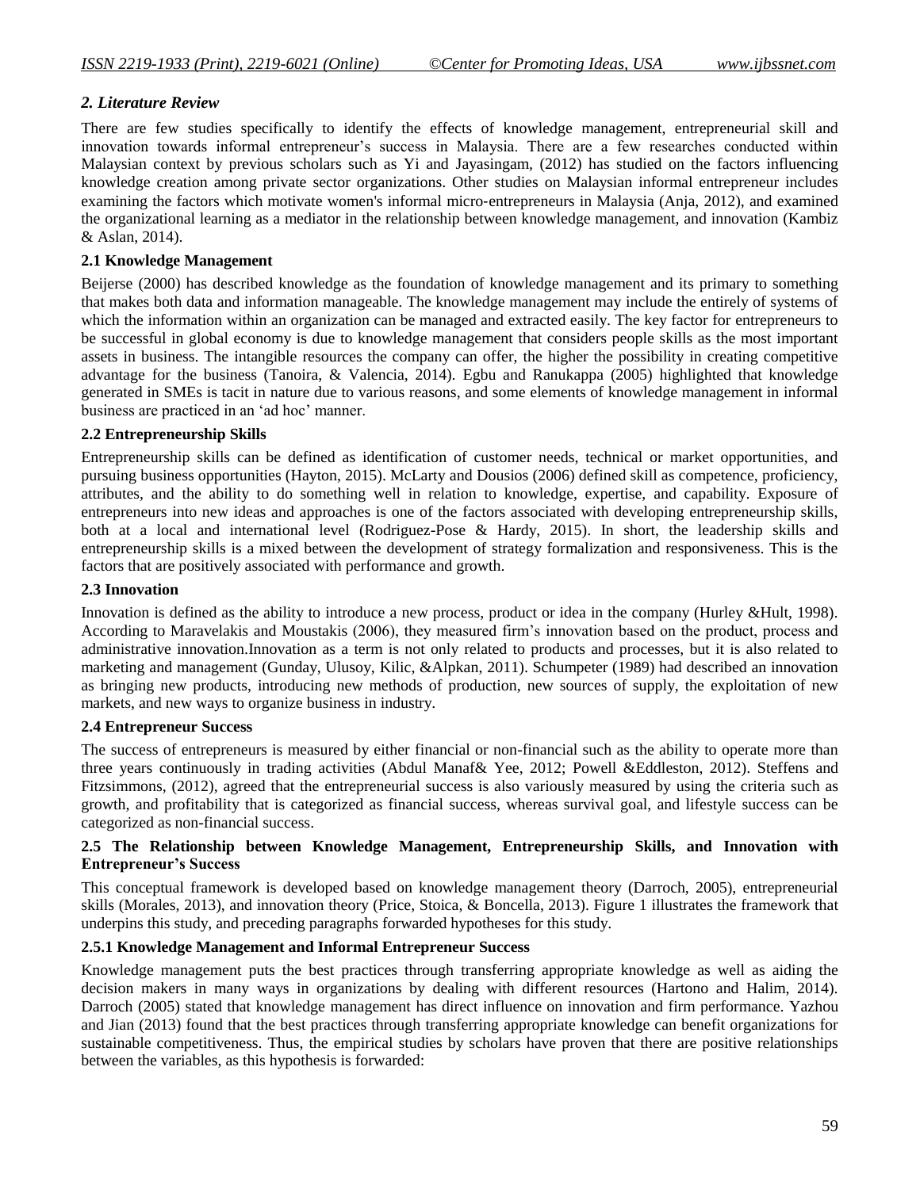## 2. Literature Review

There are few studies specifically to identify the effects of knowledge management, entrepreneurial skill and innovation towards informal entrepreneur's success in Malaysia. There are a few researches conducted within Malaysian context by previous scholars such as Yi and Jayasingam, (2012) has studied on the factors influencing knowledge creation among private sector organizations. Other studies on Malaysian informal entrepreneur includes examining the factors which motivate women's informal micro-entrepreneurs in Malaysia (Anja, 2012), and examined the organizational learning as a mediator in the relationship between knowledge management, and innovation (Kambiz & Aslan, 2014).

### 2.1 Knowledge Management

Beijerse (2000) has described knowledge as the foundation of knowledge management and its primary to something that makes both data and information manageable. The knowledge management may include the entirely of systems of which the information within an organization can be managed and extracted easily. The key factor for entrepreneurs to be successful in global economy is due to knowledge management that considers people skills as the most important assets in business. The intangible resources the company can offer, the higher the possibility in creating competitive advantage for the business (Tanoira, & Valencia, 2014). Egbu and Ranukappa (2005) highlighted that knowledge generated in SMEs is tacit in nature due to various reasons, and some elements of knowledge management in informal business are practiced in an 'ad hoc' manner.

### 2.2 Entrepreneurship Skills

Entrepreneurship skills can be defined as identification of customer needs, technical or market opportunities, and pursuing business opportunities (Hayton, 2015). McLarty and Dousios (2006) defined skill as competence, proficiency, attributes, and the ability to do something well in relation to knowledge, expertise, and capability. Exposure of entrepreneurs into new ideas and approaches is one of the factors associated with developing entrepreneurship skills, both at a local and international level (Rodriguez-Pose & Hardy, 2015). In short, the leadership skills and entrepreneurship skills is a mixed between the development of strategy formalization and responsiveness. This is the factors that are positively associated with performance and growth.

### 2.3 Innovation

Innovation is defined as the ability to introduce a new process, product or idea in the company (Hurley &Hult, 1998). According to Maravelakis and Moustakis (2006), they measured firm's innovation based on the product, process and administrative innovation.Innovation as a term is not only related to products and processes, but it is also related to marketing and management (Gunday, Ulusoy, Kilic, &Alpkan, 2011). Schumpeter (1989) had described an innovation as bringing new products, introducing new methods of production, new sources of supply, the exploitation of new markets, and new ways to organize business in industry.

### 2.4 Entrepreneur Success

The success of entrepreneurs is measured by either financial or non-financial such as the ability to operate more than three years continuously in trading activities (Abdul Manaf& Yee, 2012; Powell &Eddleston, 2012). Steffens and Fitzsimmons, (2012), agreed that the entrepreneurial success is also variously measured by using the criteria such as growth, and profitability that is categorized as financial success, whereas survival goal, and lifestyle success can be categorized as non-financial success.

### 2.5 The Relationship between Knowledge Management, Entrepreneurship Skills, and Innovation with Entrepreneur's Success

This conceptual framework is developed based on knowledge management theory (Darroch, 2005), entrepreneurial skills (Morales, 2013), and innovation theory (Price, Stoica, & Boncella, 2013). Figure 1 illustrates the framework that underpins this study, and preceding paragraphs forwarded hypotheses for this study.

#### 2.5.1 Knowledge Management and Informal Entrepreneur Success

Knowledge management puts the best practices through transferring appropriate knowledge as well as aiding the decision makers in many ways in organizations by dealing with different resources (Hartono and Halim, 2014). Darroch (2005) stated that knowledge management has direct influence on innovation and firm performance. Yazhou and Jian (2013) found that the best practices through transferring appropriate knowledge can benefit organizations for sustainable competitiveness. Thus, the empirical studies by scholars have proven that there are positive relationships between the variables, as this hypothesis is forwarded: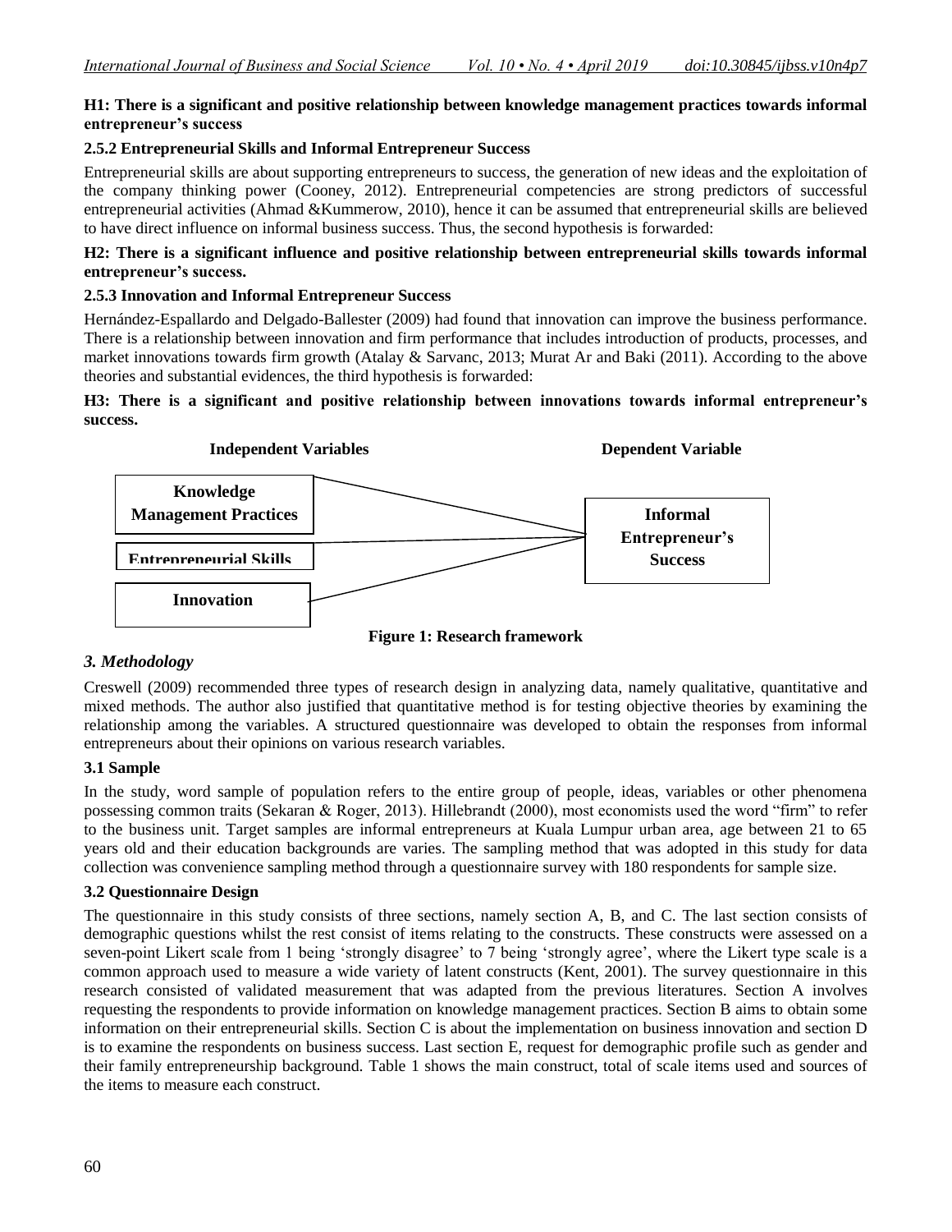**H1: There is a significant and positive relationship between knowledge management practices towards informal entrepreneur's success**

### 2.5.2 Entrepreneurial Skills and Informal Entrepreneur Success

Entrepreneurial skills are about supporting entrepreneurs to success, the generation of new ideas and the exploitation of the company thinking power (Cooney, 2012). Entrepreneurial competencies are strong predictors of successful entrepreneurial activities (Ahmad &Kummerow, 2010), hence it can be assumed that entrepreneurial skills are believed to have direct influence on informal business success. Thus, the second hypothesis is forwarded:

**H2: There is a significant influence and positive relationship between entrepreneurial skills towards informal entrepreneur's success.**

### 2.5.3 Innovation and Informal Entrepreneur Success

Hernández-Espallardo and Delgado-Ballester (2009) had found that innovation can improve the business performance. There is a relationship between innovation and firm performance that includes introduction of products, processes, and market innovations towards firm growth (Atalay & Sarvanc, 2013; Murat Ar and Baki (2011). According to the above theories and substantial evidences, the third hypothesis is forwarded:

**H3: There is a significant and positive relationship between innovations towards informal entrepreneur's success.**

**Independent Variables** | **Dependent Variable**

**Knowledge Management Practices**

**Entrepreneurial Skills**

**Innovation**

**Informal Entrepreneur's Success**

**Figure 1: Research framework**

## *3. Methodology*

Creswell (2009) recommended three types of research design in analyzing data, namely qualitative, quantitative and mixed methods. The author also justified that quantitative method is for testing objective theories by examining the relationship among the variables. A structured questionnaire was developed to obtain the responses from informal entrepreneurs about their opinions on various research variables.

### 3.1 Sample

In the study, word sample of population refers to the entire group of people, ideas, variables or other phenomena possessing common traits (Sekaran & Roger, 2013). Hillebrandt (2000), most economists used the word "firm" to refer to the business unit. Target samples are informal entrepreneurs at Kuala Lumpur urban area, age between 21 to 65 years old and their education backgrounds are varies. The sampling method that was adopted in this study for data collection was convenience sampling method through a questionnaire survey with 180 respondents for sample size.

### 3.2 Questionnaire Design

The questionnaire in this study consists of three sections, namely section A, B, and C. The last section consists of demographic questions whilst the rest consist of items relating to the constructs. These constructs were assessed on a seven-point Likert scale from 1 being 'strongly disagree' to 7 being 'strongly agree', where the Likert type scale is a common approach used to measure a wide variety of latent constructs (Kent, 2001). The survey questionnaire in this research consisted of validated measurement that was adapted from the previous literatures. Section A involves requesting the respondents to provide information on knowledge management practices. Section B aims to obtain some information on their entrepreneurial skills. Section C is about the implementation on business innovation and section D is to examine the respondents on business success. Last section E, request for demographic profile such as gender and their family entrepreneurship background. Table 1 shows the main construct, total of scale items used and sources of the items to measure each construct.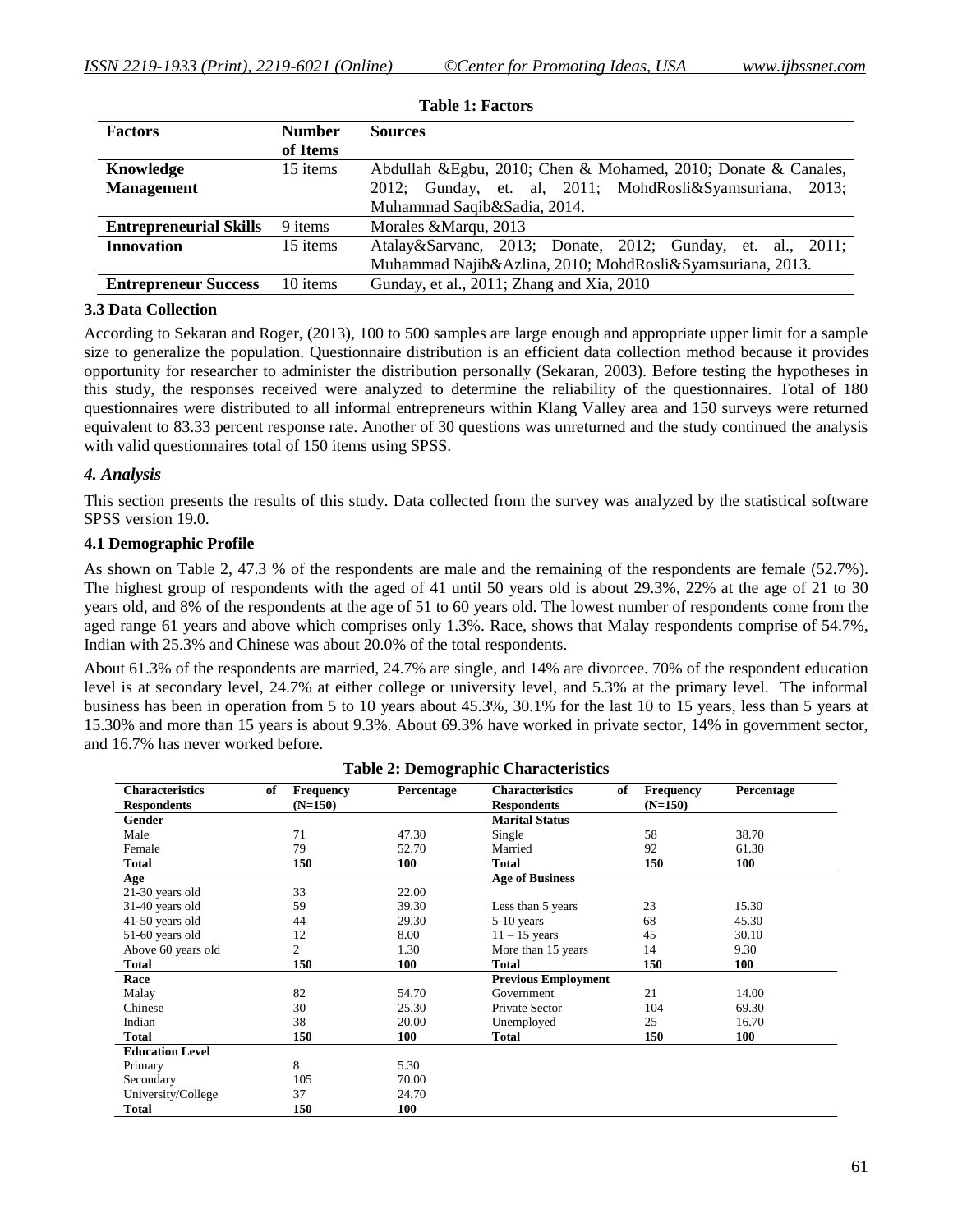**Table 1: Factors**

| Factors | Number of Items | Sources |
|---|---|---|
| **Knowledge Management** | 15 items | Abdullah &Egbu, 2010; Chen & Mohamed, 2010; Donate & Canales, 2012; Gunday, et. al, 2011; MohdRosli&Syamsuriana, 2013; Muhammad Saqib&Sadia, 2014. |
| **Entrepreneurial Skills** | 9 items | Morales &Marqu, 2013 |
| **Innovation** | 15 items | Atalay&Sarvanc, 2013; Donate, 2012; Gunday, et. al., 2011; Muhammad Najib&Azlina, 2010; MohdRosli&Syamsuriana, 2013. |
| **Entrepreneur Success** | 10 items | Gunday, et al., 2011; Zhang and Xia, 2010 |

### 3.3 Data Collection

According to Sekaran and Roger, (2013), 100 to 500 samples are large enough and appropriate upper limit for a sample size to generalize the population. Questionnaire distribution is an efficient data collection method because it provides opportunity for researcher to administer the distribution personally (Sekaran, 2003). Before testing the hypotheses in this study, the responses received were analyzed to determine the reliability of the questionnaires. Total of 180 questionnaires were distributed to all informal entrepreneurs within Klang Valley area and 150 surveys were returned equivalent to 83.33 percent response rate. Another of 30 questions was unreturned and the study continued the analysis with valid questionnaires total of 150 items using SPSS.

## *4. Analysis*

This section presents the results of this study. Data collected from the survey was analyzed by the statistical software SPSS version 19.0.

### 4.1 Demographic Profile

As shown on Table 2, 47.3 % of the respondents are male and the remaining of the respondents are female (52.7%). The highest group of respondents with the aged of 41 until 50 years old is about 29.3%, 22% at the age of 21 to 30 years old, and 8% of the respondents at the age of 51 to 60 years old. The lowest number of respondents come from the aged range 61 years and above which comprises only 1.3%. Race, shows that Malay respondents comprise of 54.7%, Indian with 25.3% and Chinese was about 20.0% of the total respondents.

About 61.3% of the respondents are married, 24.7% are single, and 14% are divorcee. 70% of the respondent education level is at secondary level, 24.7% at either college or university level, and 5.3% at the primary level. The informal business has been in operation from 5 to 10 years about 45.3%, 30.1% for the last 10 to 15 years, less than 5 years at 15.30% and more than 15 years is about 9.3%. About 69.3% have worked in private sector, 14% in government sector, and 16.7% has never worked before.

**Table 2: Demographic Characteristics**

| Characteristics of Respondents | Frequency (N=150) | Percentage | Characteristics of Respondents | Frequency (N=150) | Percentage |
|---|---|---|---|---|---|
| **Gender** | | | **Marital Status** | | |
| Male | 71 | 47.30 | Single | 58 | 38.70 |
| Female | 79 | 52.70 | Married | 92 | 61.30 |
| **Total** | **150** | **100** | **Total** | **150** | **100** |
| **Age** | | | **Age of Business** | | |
| 21-30 years old | 33 | 22.00 | | | |
| 31-40 years old | 59 | 39.30 | Less than 5 years | 23 | 15.30 |
| 41-50 years old | 44 | 29.30 | 5-10 years | 68 | 45.30 |
| 51-60 years old | 12 | 8.00 | 11 – 15 years | 45 | 30.10 |
| Above 60 years old | 2 | 1.30 | More than 15 years | 14 | 9.30 |
| **Total** | **150** | **100** | **Total** | **150** | **100** |
| **Race** | | | **Previous Employment** | | |
| Malay | 82 | 54.70 | Government | 21 | 14.00 |
| Chinese | 30 | 25.30 | Private Sector | 104 | 69.30 |
| Indian | 38 | 20.00 | Unemployed | 25 | 16.70 |
| **Total** | **150** | **100** | **Total** | **150** | **100** |
| **Education Level** | | | | | |
| Primary | 8 | 5.30 | | | |
| Secondary | 105 | 70.00 | | | |
| University/College | 37 | 24.70 | | | |
| **Total** | **150** | **100** | | | |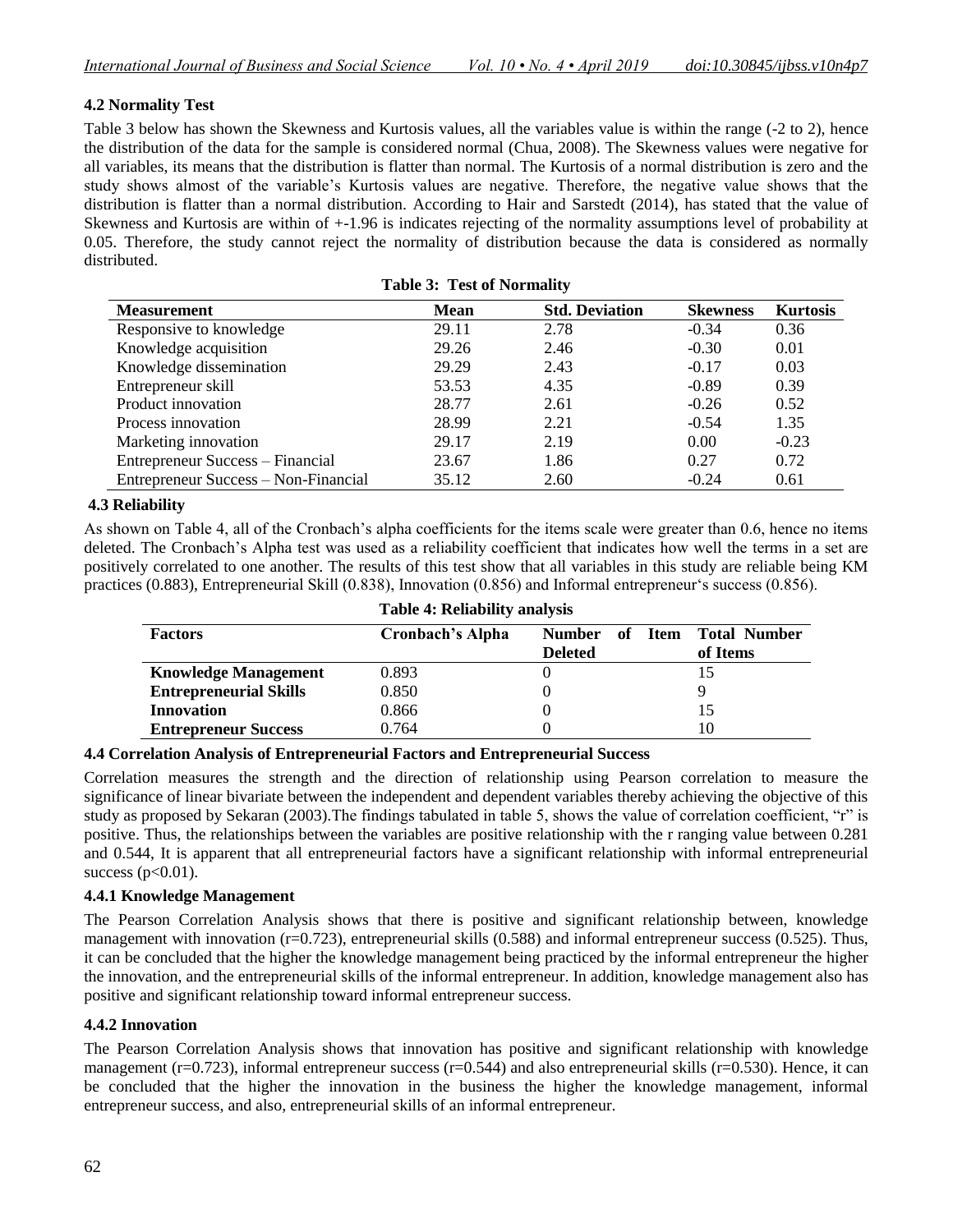### 4.2 Normality Test

Table 3 below has shown the Skewness and Kurtosis values, all the variables value is within the range (-2 to 2), hence the distribution of the data for the sample is considered normal (Chua, 2008). The Skewness values were negative for all variables, its means that the distribution is flatter than normal. The Kurtosis of a normal distribution is zero and the study shows almost of the variable's Kurtosis values are negative. Therefore, the negative value shows that the distribution is flatter than a normal distribution. According to Hair and Sarstedt (2014), has stated that the value of Skewness and Kurtosis are within of +-1.96 is indicates rejecting of the normality assumptions level of probability at 0.05. Therefore, the study cannot reject the normality of distribution because the data is considered as normally distributed.

**Table 3: Test of Normality**

| Measurement | Mean | Std. Deviation | Skewness | Kurtosis |
|---|---|---|---|---|
| Responsive to knowledge | 29.11 | 2.78 | -0.34 | 0.36 |
| Knowledge acquisition | 29.26 | 2.46 | -0.30 | 0.01 |
| Knowledge dissemination | 29.29 | 2.43 | -0.17 | 0.03 |
| Entrepreneur skill | 53.53 | 4.35 | -0.89 | 0.39 |
| Product innovation | 28.77 | 2.61 | -0.26 | 0.52 |
| Process innovation | 28.99 | 2.21 | -0.54 | 1.35 |
| Marketing innovation | 29.17 | 2.19 | 0.00 | -0.23 |
| Entrepreneur Success – Financial | 23.67 | 1.86 | 0.27 | 0.72 |
| Entrepreneur Success – Non-Financial | 35.12 | 2.60 | -0.24 | 0.61 |

### 4.3 Reliability

As shown on Table 4, all of the Cronbach's alpha coefficients for the items scale were greater than 0.6, hence no items deleted. The Cronbach's Alpha test was used as a reliability coefficient that indicates how well the terms in a set are positively correlated to one another. The results of this test show that all variables in this study are reliable being KM practices (0.883), Entrepreneurial Skill (0.838), Innovation (0.856) and Informal entrepreneur's success (0.856).

**Table 4: Reliability analysis**

| Factors | Cronbach's Alpha | Number of Item Deleted | Total Number of Items |
|---|---|---|---|
| **Knowledge Management** | 0.893 | 0 | 15 |
| **Entrepreneurial Skills** | 0.850 | 0 | 9 |
| **Innovation** | 0.866 | 0 | 15 |
| **Entrepreneur Success** | 0.764 | 0 | 10 |

### 4.4 Correlation Analysis of Entrepreneurial Factors and Entrepreneurial Success

Correlation measures the strength and the direction of relationship using Pearson correlation to measure the significance of linear bivariate between the independent and dependent variables thereby achieving the objective of this study as proposed by Sekaran (2003).The findings tabulated in table 5, shows the value of correlation coefficient, "r" is positive. Thus, the relationships between the variables are positive relationship with the r ranging value between 0.281 and 0.544, It is apparent that all entrepreneurial factors have a significant relationship with informal entrepreneurial success ($p<0.01$).

#### 4.4.1 Knowledge Management

The Pearson Correlation Analysis shows that there is positive and significant relationship between, knowledge management with innovation ($r=0.723$), entrepreneurial skills (0.588) and informal entrepreneur success (0.525). Thus, it can be concluded that the higher the knowledge management being practiced by the informal entrepreneur the higher the innovation, and the entrepreneurial skills of the informal entrepreneur. In addition, knowledge management also has positive and significant relationship toward informal entrepreneur success.

#### 4.4.2 Innovation

The Pearson Correlation Analysis shows that innovation has positive and significant relationship with knowledge management ($r=0.723$), informal entrepreneur success ($r=0.544$) and also entrepreneurial skills ($r=0.530$). Hence, it can be concluded that the higher the innovation in the business the higher the knowledge management, informal entrepreneur success, and also, entrepreneurial skills of an informal entrepreneur.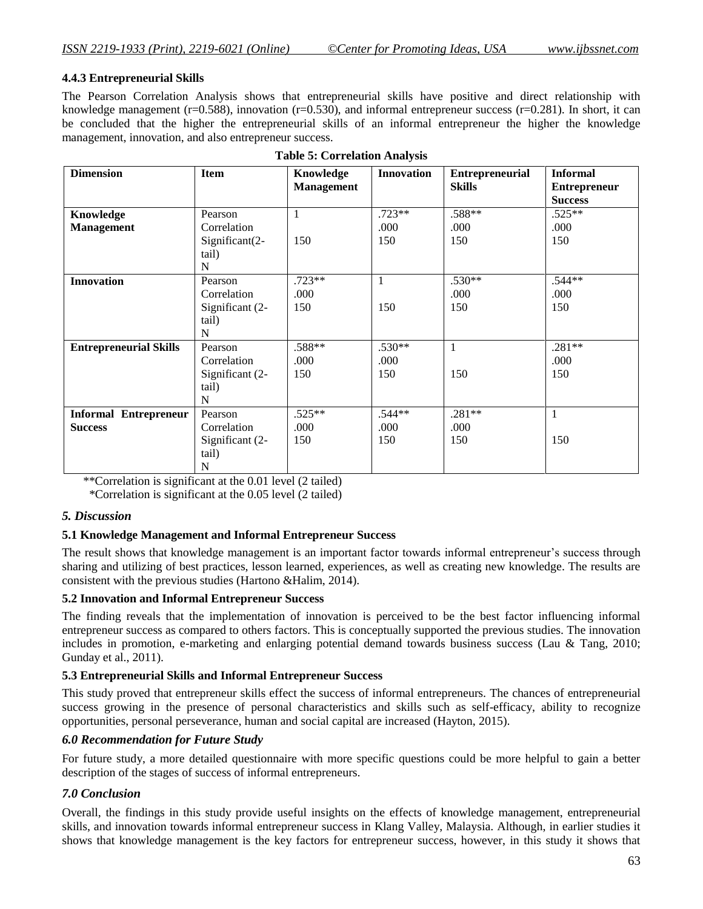### 4.4.3 Entrepreneurial Skills

The Pearson Correlation Analysis shows that entrepreneurial skills have positive and direct relationship with knowledge management (r=0.588), innovation (r=0.530), and informal entrepreneur success (r=0.281). In short, it can be concluded that the higher the entrepreneurial skills of an informal entrepreneur the higher the knowledge management, innovation, and also entrepreneur success.

**Table 5: Correlation Analysis**

| Dimension | Item | Knowledge Management | Innovation | Entrepreneurial Skills | Informal Entrepreneur Success |
|---|---|---|---|---|---|
| **Knowledge Management** | Pearson Correlation<br>Significant(2-tail)<br>N | 1<br><br>150 | .723**<br>.000<br>150 | .588**<br>.000<br>150 | .525**<br>.000<br>150 |
| **Innovation** | Pearson Correlation<br>Significant (2-tail)<br>N | .723**<br>.000<br>150 | 1<br><br>150 | .530**<br>.000<br>150 | .544**<br>.000<br>150 |
| **Entrepreneurial Skills** | Pearson Correlation<br>Significant (2-tail)<br>N | .588**<br>.000<br>150 | .530**<br>.000<br>150 | 1<br><br>150 | .281**<br>.000<br>150 |
| **Informal Entrepreneur Success** | Pearson Correlation<br>Significant (2-tail)<br>N | .525**<br>.000<br>150 | .544**<br>.000<br>150 | .281**<br>.000<br>150 | 1<br><br>150 |

**Correlation is significant at the 0.01 level (2 tailed)

*Correlation is significant at the 0.05 level (2 tailed)

## *5. Discussion*

### 5.1 Knowledge Management and Informal Entrepreneur Success

The result shows that knowledge management is an important factor towards informal entrepreneur's success through sharing and utilizing of best practices, lesson learned, experiences, as well as creating new knowledge. The results are consistent with the previous studies (Hartono &Halim, 2014).

### 5.2 Innovation and Informal Entrepreneur Success

The finding reveals that the implementation of innovation is perceived to be the best factor influencing informal entrepreneur success as compared to others factors. This is conceptually supported the previous studies. The innovation includes in promotion, e-marketing and enlarging potential demand towards business success (Lau & Tang, 2010; Gunday et al., 2011).

### 5.3 Entrepreneurial Skills and Informal Entrepreneur Success

This study proved that entrepreneur skills effect the success of informal entrepreneurs. The chances of entrepreneurial success growing in the presence of personal characteristics and skills such as self-efficacy, ability to recognize opportunities, personal perseverance, human and social capital are increased (Hayton, 2015).

## *6.0 Recommendation for Future Study*

For future study, a more detailed questionnaire with more specific questions could be more helpful to gain a better description of the stages of success of informal entrepreneurs.

## *7.0 Conclusion*

Overall, the findings in this study provide useful insights on the effects of knowledge management, entrepreneurial skills, and innovation towards informal entrepreneur success in Klang Valley, Malaysia. Although, in earlier studies it shows that knowledge management is the key factors for entrepreneur success, however, in this study it shows that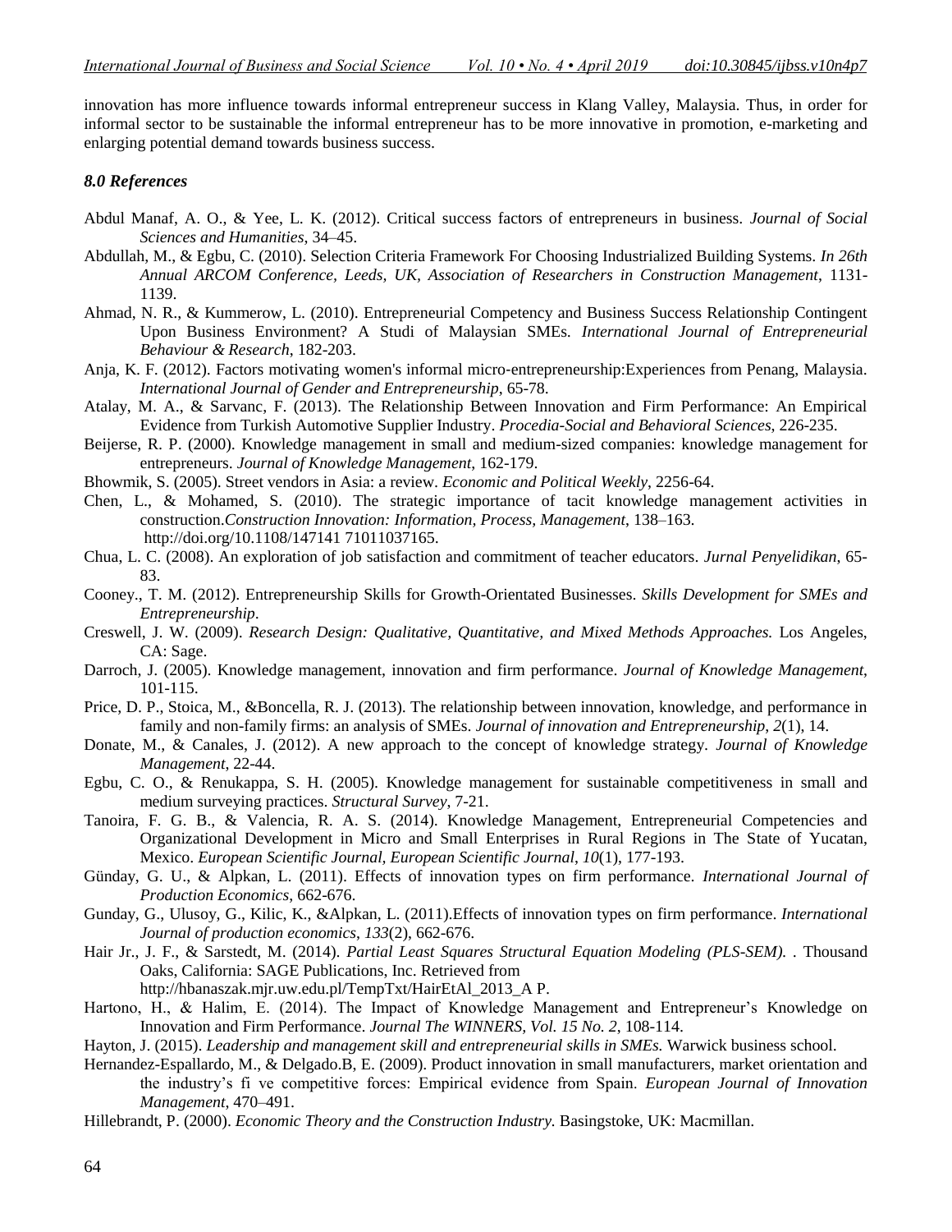innovation has more influence towards informal entrepreneur success in Klang Valley, Malaysia. Thus, in order for informal sector to be sustainable the informal entrepreneur has to be more innovative in promotion, e-marketing and enlarging potential demand towards business success.

### *8.0 References*

Abdul Manaf, A. O., & Yee, L. K. (2012). Critical success factors of entrepreneurs in business. *Journal of Social Sciences and Humanities*, 34–45.

Abdullah, M., & Egbu, C. (2010). Selection Criteria Framework For Choosing Industrialized Building Systems. *In 26th Annual ARCOM Conference, Leeds, UK, Association of Researchers in Construction Management*, 1131-1139.

Ahmad, N. R., & Kummerow, L. (2010). Entrepreneurial Competency and Business Success Relationship Contingent Upon Business Environment? A Studi of Malaysian SMEs. *International Journal of Entrepreneurial Behaviour & Research*, 182-203.

Anja, K. F. (2012). Factors motivating women's informal micro-entrepreneurship:Experiences from Penang, Malaysia. *International Journal of Gender and Entrepreneurship*, 65-78.

Atalay, M. A., & Sarvanc, F. (2013). The Relationship Between Innovation and Firm Performance: An Empirical Evidence from Turkish Automotive Supplier Industry. *Procedia-Social and Behavioral Sciences*, 226-235.

Beijerse, R. P. (2000). Knowledge management in small and medium-sized companies: knowledge management for entrepreneurs. *Journal of Knowledge Management*, 162-179.

Bhowmik, S. (2005). Street vendors in Asia: a review. *Economic and Political Weekly*, 2256-64.

Chen, L., & Mohamed, S. (2010). The strategic importance of tacit knowledge management activities in construction.*Construction Innovation: Information, Process, Management*, 138–163. http://doi.org/10.1108/147141 71011037165.

Chua, L. C. (2008). An exploration of job satisfaction and commitment of teacher educators. *Jurnal Penyelidikan*, 65-83.

Cooney., T. M. (2012). Entrepreneurship Skills for Growth-Orientated Businesses. *Skills Development for SMEs and Entrepreneurship*.

Creswell, J. W. (2009). *Research Design: Qualitative, Quantitative, and Mixed Methods Approaches.* Los Angeles, CA: Sage.

Darroch, J. (2005). Knowledge management, innovation and firm performance. *Journal of Knowledge Management*, 101-115.

Price, D. P., Stoica, M., &Boncella, R. J. (2013). The relationship between innovation, knowledge, and performance in family and non-family firms: an analysis of SMEs. *Journal of innovation and Entrepreneurship*, *2*(1), 14.

Donate, M., & Canales, J. (2012). A new approach to the concept of knowledge strategy. *Journal of Knowledge Management*, 22-44.

Egbu, C. O., & Renukappa, S. H. (2005). Knowledge management for sustainable competitiveness in small and medium surveying practices. *Structural Survey*, 7-21.

Tanoira, F. G. B., & Valencia, R. A. S. (2014). Knowledge Management, Entrepreneurial Competencies and Organizational Development in Micro and Small Enterprises in Rural Regions in The State of Yucatan, Mexico. *European Scientific Journal, European Scientific Journal*, *10*(1), 177-193.

Günday, G. U., & Alpkan, L. (2011). Effects of innovation types on firm performance. *International Journal of Production Economics*, 662-676.

Gunday, G., Ulusoy, G., Kilic, K., &Alpkan, L. (2011).Effects of innovation types on firm performance. *International Journal of production economics*, *133*(2), 662-676.

Hair Jr., J. F., & Sarstedt, M. (2014). *Partial Least Squares Structural Equation Modeling (PLS-SEM).* . Thousand Oaks, California: SAGE Publications, Inc. Retrieved from http://hbanaszak.mjr.uw.edu.pl/TempTxt/HairEtAl_2013_A P.

Hartono, H., & Halim, E. (2014). The Impact of Knowledge Management and Entrepreneur's Knowledge on Innovation and Firm Performance. *Journal The WINNERS, Vol. 15 No. 2*, 108-114.

Hayton, J. (2015). *Leadership and management skill and entrepreneurial skills in SMEs.* Warwick business school.

Hernandez-Espallardo, M., & Delgado.B, E. (2009). Product innovation in small manufacturers, market orientation and the industry's fi ve competitive forces: Empirical evidence from Spain. *European Journal of Innovation Management*, 470–491.

Hillebrandt, P. (2000). *Economic Theory and the Construction Industry.* Basingstoke, UK: Macmillan.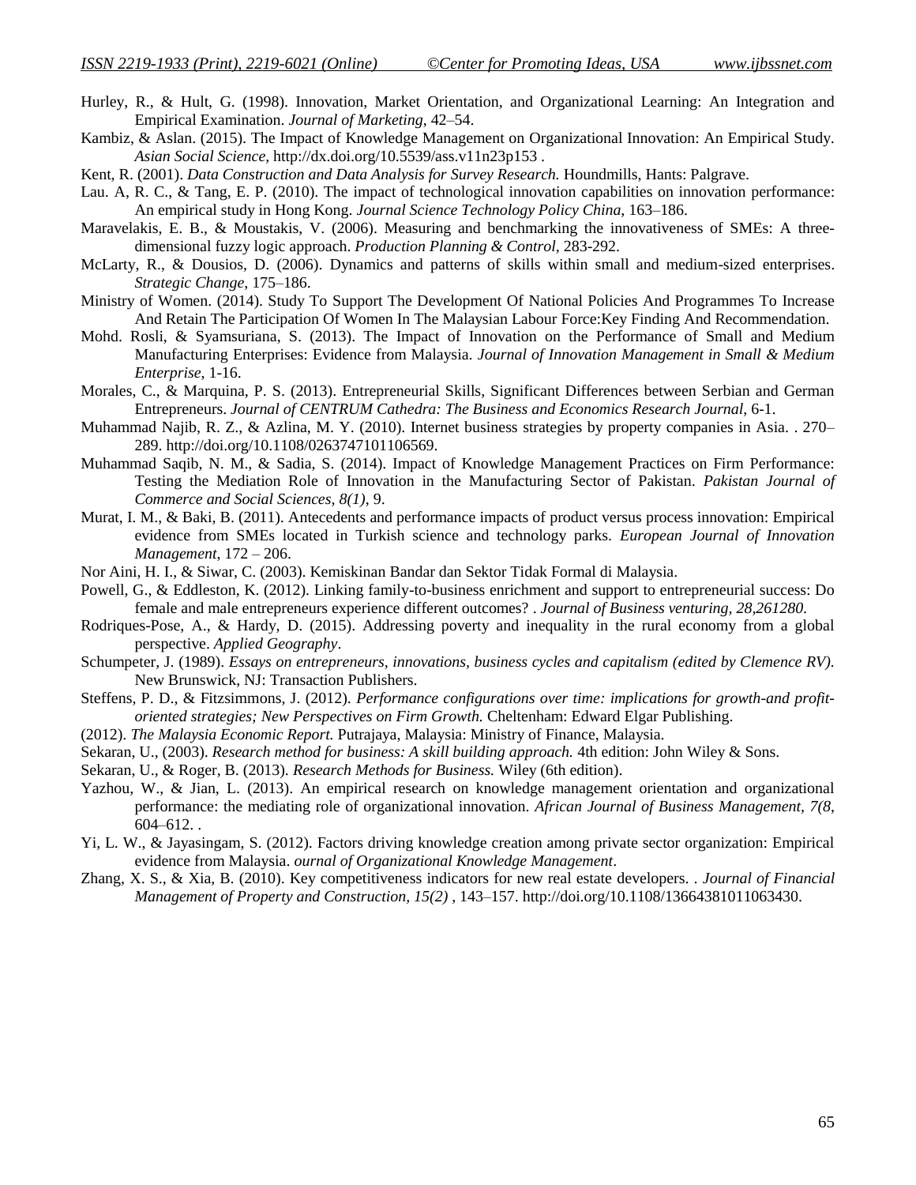Hurley, R., & Hult, G. (1998). Innovation, Market Orientation, and Organizational Learning: An Integration and Empirical Examination. *Journal of Marketing*, 42–54.

Kambiz, & Aslan. (2015). The Impact of Knowledge Management on Organizational Innovation: An Empirical Study. *Asian Social Science*, http://dx.doi.org/10.5539/ass.v11n23p153 .

Kent, R. (2001). *Data Construction and Data Analysis for Survey Research.* Houndmills, Hants: Palgrave.

Lau. A, R. C., & Tang, E. P. (2010). The impact of technological innovation capabilities on innovation performance: An empirical study in Hong Kong. *Journal Science Technology Policy China*, 163–186.

Maravelakis, E. B., & Moustakis, V. (2006). Measuring and benchmarking the innovativeness of SMEs: A three-dimensional fuzzy logic approach. *Production Planning & Control*, 283-292.

McLarty, R., & Dousios, D. (2006). Dynamics and patterns of skills within small and medium-sized enterprises. *Strategic Change*, 175–186.

Ministry of Women. (2014). Study To Support The Development Of National Policies And Programmes To Increase And Retain The Participation Of Women In The Malaysian Labour Force:Key Finding And Recommendation.

Mohd. Rosli, & Syamsuriana, S. (2013). The Impact of Innovation on the Performance of Small and Medium Manufacturing Enterprises: Evidence from Malaysia. *Journal of Innovation Management in Small & Medium Enterprise*, 1-16.

Morales, C., & Marquina, P. S. (2013). Entrepreneurial Skills, Significant Differences between Serbian and German Entrepreneurs. *Journal of CENTRUM Cathedra: The Business and Economics Research Journal*, 6-1.

Muhammad Najib, R. Z., & Azlina, M. Y. (2010). Internet business strategies by property companies in Asia. . 270–289. http://doi.org/10.1108/0263747101106569.

Muhammad Saqib, N. M., & Sadia, S. (2014). Impact of Knowledge Management Practices on Firm Performance: Testing the Mediation Role of Innovation in the Manufacturing Sector of Pakistan. *Pakistan Journal of Commerce and Social Sciences, 8(1)*, 9.

Murat, I. M., & Baki, B. (2011). Antecedents and performance impacts of product versus process innovation: Empirical evidence from SMEs located in Turkish science and technology parks. *European Journal of Innovation Management*, 172 – 206.

Nor Aini, H. I., & Siwar, C. (2003). Kemiskinan Bandar dan Sektor Tidak Formal di Malaysia.

Powell, G., & Eddleston, K. (2012). Linking family-to-business enrichment and support to entrepreneurial success: Do female and male entrepreneurs experience different outcomes? . *Journal of Business venturing, 28,261280.*

Rodriques-Pose, A., & Hardy, D. (2015). Addressing poverty and inequality in the rural economy from a global perspective. *Applied Geography*.

Schumpeter, J. (1989). *Essays on entrepreneurs, innovations, business cycles and capitalism (edited by Clemence RV).* New Brunswick, NJ: Transaction Publishers.

Steffens, P. D., & Fitzsimmons, J. (2012). *Performance configurations over time: implications for growth-and profit-oriented strategies; New Perspectives on Firm Growth.* Cheltenham: Edward Elgar Publishing.

(2012). *The Malaysia Economic Report.* Putrajaya, Malaysia: Ministry of Finance, Malaysia.

Sekaran, U., (2003). *Research method for business: A skill building approach.* 4th edition: John Wiley & Sons.

Sekaran, U., & Roger, B. (2013). *Research Methods for Business.* Wiley (6th edition).

Yazhou, W., & Jian, L. (2013). An empirical research on knowledge management orientation and organizational performance: the mediating role of organizational innovation. *African Journal of Business Management, 7(8*, 604–612. .

Yi, L. W., & Jayasingam, S. (2012). Factors driving knowledge creation among private sector organization: Empirical evidence from Malaysia. *ournal of Organizational Knowledge Management*.

Zhang, X. S., & Xia, B. (2010). Key competitiveness indicators for new real estate developers. . *Journal of Financial Management of Property and Construction, 15(2)* , 143–157. http://doi.org/10.1108/13664381011063430.